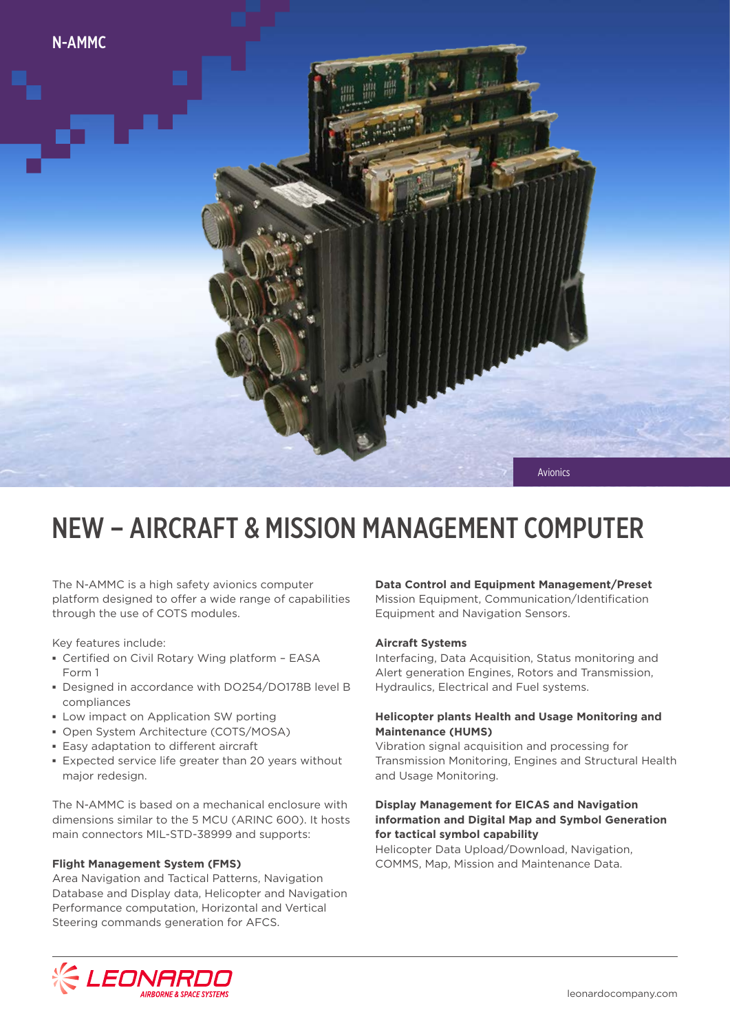N-AMMC

Avionics

# NEW – AIRCRAFT & MISSION MANAGEMENT COMPUTER

The N-AMMC is a high safety avionics computer platform designed to offer a wide range of capabilities through the use of COTS modules.

Key features include:

- Certified on Civil Rotary Wing platform – EASA Form 1
- Designed in accordance with DO254/DO178B level B compliances
- Low impact on Application SW porting
- Open System Architecture (COTS/MOSA)
- Easy adaptation to different aircraft
- Expected service life greater than 20 years without major redesign.

The N-AMMC is based on a mechanical enclosure with dimensions similar to the 5 MCU (ARINC 600). It hosts main connectors MIL-STD-38999 and supports:

**Flight Management System (FMS)**
Area Navigation and Tactical Patterns, Navigation Database and Display data, Helicopter and Navigation Performance computation, Horizontal and Vertical Steering commands generation for AFCS.

**Data Control and Equipment Management/Preset**
Mission Equipment, Communication/Identification Equipment and Navigation Sensors.

**Aircraft Systems**
Interfacing, Data Acquisition, Status monitoring and Alert generation Engines, Rotors and Transmission, Hydraulics, Electrical and Fuel systems.

**Helicopter plants Health and Usage Monitoring and Maintenance (HUMS)**
Vibration signal acquisition and processing for Transmission Monitoring, Engines and Structural Health and Usage Monitoring.

**Display Management for EICAS and Navigation information and Digital Map and Symbol Generation for tactical symbol capability**
Helicopter Data Upload/Download, Navigation, COMMS, Map, Mission and Maintenance Data.

LEONARDO AIRBORNE & SPACE SYSTEMS

leonardocompany.com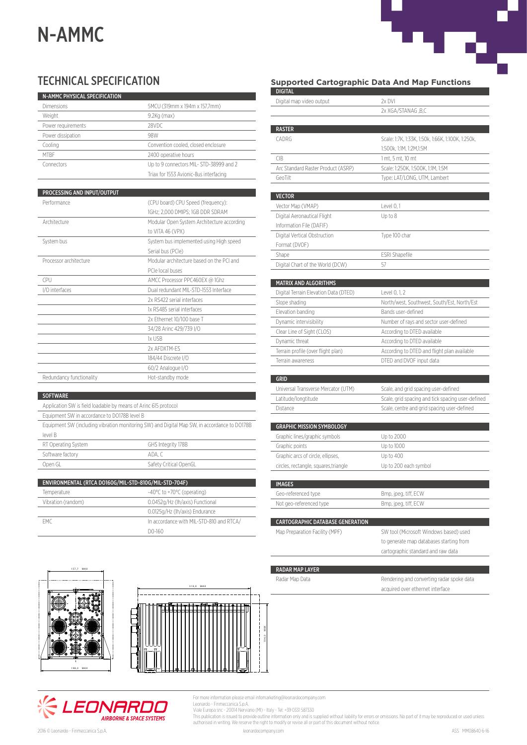# N-AMMC

## TECHNICAL SPECIFICATION

| N-AMMC PHYSICAL SPECIFICATION | |
|---|---|
| Dimensions | 5MCU (319mm x 194m x 157.7mm) |
| Weight | 9.2Kg (max) |
| Power requirements | 28VDC |
| Power dissipation | 98W |
| Cooling | Convention cooled, closed enclosure |
| MTBF | 2400 operative hours |
| Connectors | Up to 9 connectors MIL- STD-38999 and 2 Triax for 1553 Avionic-Bus interfacing |

| PROCESSING AND INPUT/OUTPUT | |
|---|---|
| Performance | (CPU board) CPU Speed (frequency): 1GHz; 2,000 DMIPS; 1GB DDR SDRAM |
| Architecture | Modular Open System Architecture according to VITA 46 (VPX) |
| System bus | System bus implemented using High speed Serial bus (PCIe) |
| Processor architecture | Modular architecture based on the PCI and PCIe local buses |
| CPU | AMCC Processor PPC460EX @ 1Ghz |
| I/O interfaces | Dual redundant MIL-STD-1553 Interface |
| | 2x RS422 serial interfaces |
| | 1x RS485 serial interfaces |
| | 2x Ethernet 10/100 base T |
| | 34/28 Arinc 429/739 I/O |
| | 1x USB |
| | 2x AFDXTM-ES |
| | 184/44 Discrete I/O |
| | 60/2 Analogue I/O |
| Redundancy functionality | Hot-standby mode |

| SOFTWARE | |
|---|---|
| Application SW is field loadable by means of Arinc 615 protocol | |
| Equipment SW in accordance to DO178B level B | |
| Equipment SW (including vibration monitoring SW) and Digital Map SW, in accordance to DO178B level B | |
| RT Operating System | GHS Integrity 178B |
| Software factory | ADA, C |
| Open GL | Safety Critical OpenGL |

| ENVIRONMENTAL (RTCA DO160G/MIL-STD-810G/MIL-STD-704F) | |
|---|---|
| Temperature | -40°C to +70°C (operating) |
| Vibration (random) | 0.0452g/Hz (Ih/axis) Functional |
| | 0.0125g/Hz (Ih/axis) Endurance |
| EMC | In accordance with MIL-STD-810 and RTCA/DO-160 |

157,7 MAX

198,0 MAX

319,0 MAX

194,0 MAX

## Supported Cartographic Data And Map Functions

| DIGITAL | |
|---|---|
| Digital map video output | 2x DVI |
| | 2x XGA/STANAG ,B,C |

| RASTER | |
|---|---|
| CADRG | Scale: 1:7K, 1:33K, 1:50k, 1:66K, 1:100K, 1:250k, 1:500k, 1:1M, 1:2M,1:5M |
| CIB | 1 mt, 5 mt, 10 mt |
| Arc Standard Raster Product (ASRP) | Scale: 1:250K, 1:500K, 1:1M, 1:5M |
| GeoTilt | Type: LAT/LONG, UTM, Lambert |

| VECTOR | |
|---|---|
| Vector Map (VMAP) | Level 0, 1 |
| Digital Aeronautical Flight Information File (DAFIF) | Up to 8 |
| Digital Vertical Obstruction Format (DVOF) | Type 100 char |
| Shape | ESRI Shapefile |
| Digital Chart of the World (DCW) | 57 |

| MATRIX AND ALGORITHMS | |
|---|---|
| Digital Terrain Elevation Data (DTED) | Level 0, 1, 2 |
| Slope shading | North/west, Southwest, South/Est, North/Est |
| Elevation banding | Bands user-defined |
| Dynamic intervisibility | Number of rays and sector user-defined |
| Clear Line of Sight (CLOS) | According to DTED available |
| Dynamic threat | According to DTED available |
| Terrain profile (over flight plan) | According to DTED and flight plan available |
| Terrain awareness | DTED and DVOF input data |

| GRID | |
|---|---|
| Universal Transverse Mercator (UTM) | Scale, and grid spacing user-defined |
| Latitude/longtitude | Scale, grid spacing and tick spacing user-defined |
| Distance | Scale, centre and grid spacing user-defined |

| GRAPHIC MISSION SYMBOLOGY | |
|---|---|
| Graphic lines/graphic symbols | Up to 2000 |
| Graphic points | Up to 1000 |
| Graphic arcs of circle, ellipses, | Up to 400 |
| circles, rectangle, squares,triangle | Up to 200 each symbol |

| IMAGES | |
|---|---|
| Geo-referenced type | Bmp, jpeg, tiff, ECW |
| Not geo-referenced type | Bmp, jpeg, tiff, ECW |

| CARTOGRAPHIC DATABASE GENERATION | |
|---|---|
| Map Preparation Facility (MPF) | SW tool (Microsoft Windows based) used to generate map databases starting from cartographic standard and raw data |

| RADAR MAP LAYER | |
|---|---|
| Radar Map Data | Rendering and converting radar spoke data acquired over ethernet interface |

LEONARDO AIRBORNE & SPACE SYSTEMS

For more information please email infomarketing@leonardocompany.com
Leonardo - Finmeccanica S.p.A.
Viale Europa snc - 20014 Nerviano (MI) - Italy - Tel: +39 0331 587330
This publication is issued to provide outline information only and is supplied without liability for errors or omissions. No part of it may be reproduced or used unless authorised in writing. We reserve the right to modify or revise all or part of this document without notice.

2016 © Leonardo - Finmeccanica S.p.A.

leonardocompany.com

ASS MM08640 6-16